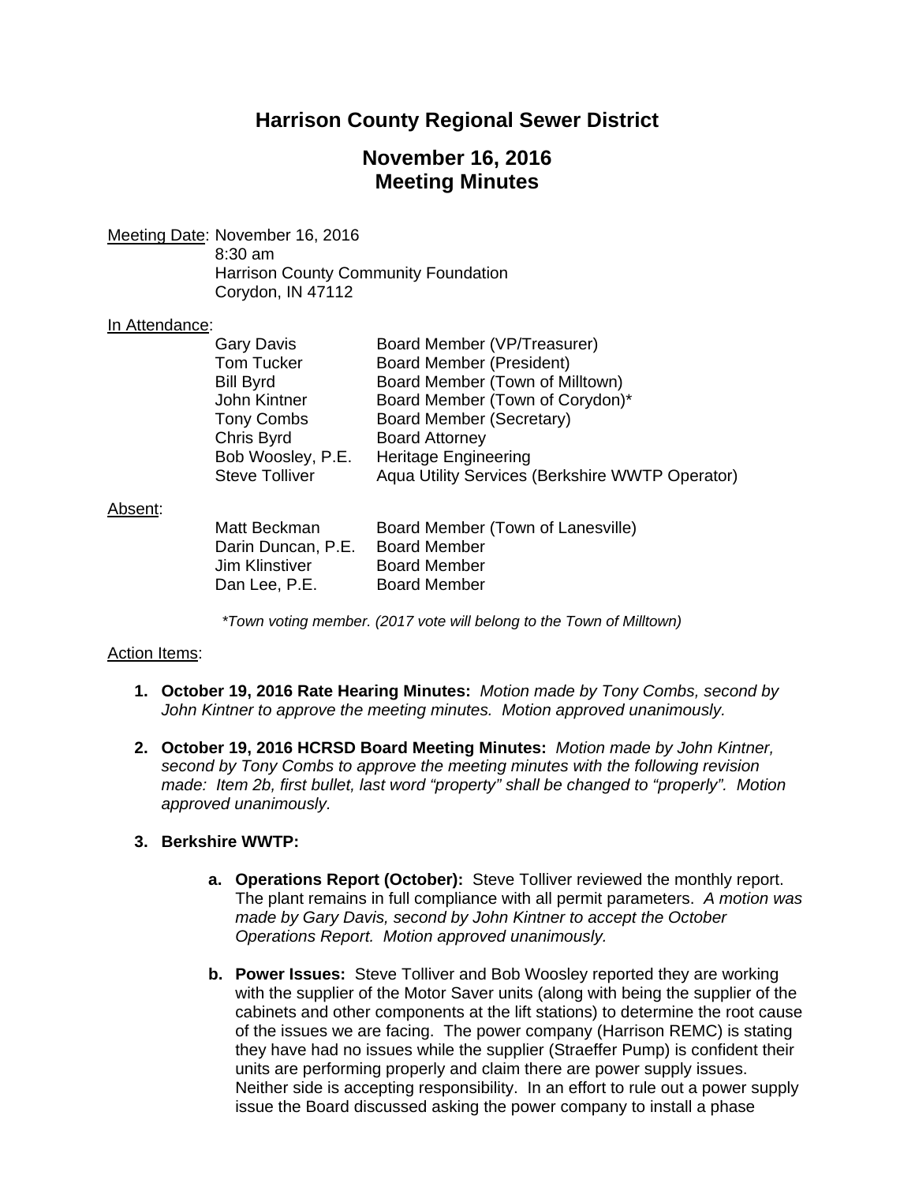# Harrison County Regional Sewer District

## November 16, 2016
## Meeting Minutes

Meeting Date: November 16, 2016
8:30 am
Harrison County Community Foundation
Corydon, IN 47112

In Attendance:

| | |
|---|---|
| Gary Davis | Board Member (VP/Treasurer) |
| Tom Tucker | Board Member (President) |
| Bill Byrd | Board Member (Town of Milltown) |
| John Kintner | Board Member (Town of Corydon)* |
| Tony Combs | Board Member (Secretary) |
| Chris Byrd | Board Attorney |
| Bob Woosley, P.E. | Heritage Engineering |
| Steve Tolliver | Aqua Utility Services (Berkshire WWTP Operator) |

Absent:

| | |
|---|---|
| Matt Beckman | Board Member (Town of Lanesville) |
| Darin Duncan, P.E. | Board Member |
| Jim Klinstiver | Board Member |
| Dan Lee, P.E. | Board Member |

*\*Town voting member. (2017 vote will belong to the Town of Milltown)*

Action Items:

1. **October 19, 2016 Rate Hearing Minutes:** *Motion made by Tony Combs, second by John Kintner to approve the meeting minutes. Motion approved unanimously.*

2. **October 19, 2016 HCRSD Board Meeting Minutes:** *Motion made by John Kintner, second by Tony Combs to approve the meeting minutes with the following revision made: Item 2b, first bullet, last word "property" shall be changed to "properly". Motion approved unanimously.*

3. **Berkshire WWTP:**

   a. **Operations Report (October):** Steve Tolliver reviewed the monthly report. The plant remains in full compliance with all permit parameters. *A motion was made by Gary Davis, second by John Kintner to accept the October Operations Report. Motion approved unanimously.*

   b. **Power Issues:** Steve Tolliver and Bob Woosley reported they are working with the supplier of the Motor Saver units (along with being the supplier of the cabinets and other components at the lift stations) to determine the root cause of the issues we are facing. The power company (Harrison REMC) is stating they have had no issues while the supplier (Straeffer Pump) is confident their units are performing properly and claim there are power supply issues. Neither side is accepting responsibility. In an effort to rule out a power supply issue the Board discussed asking the power company to install a phase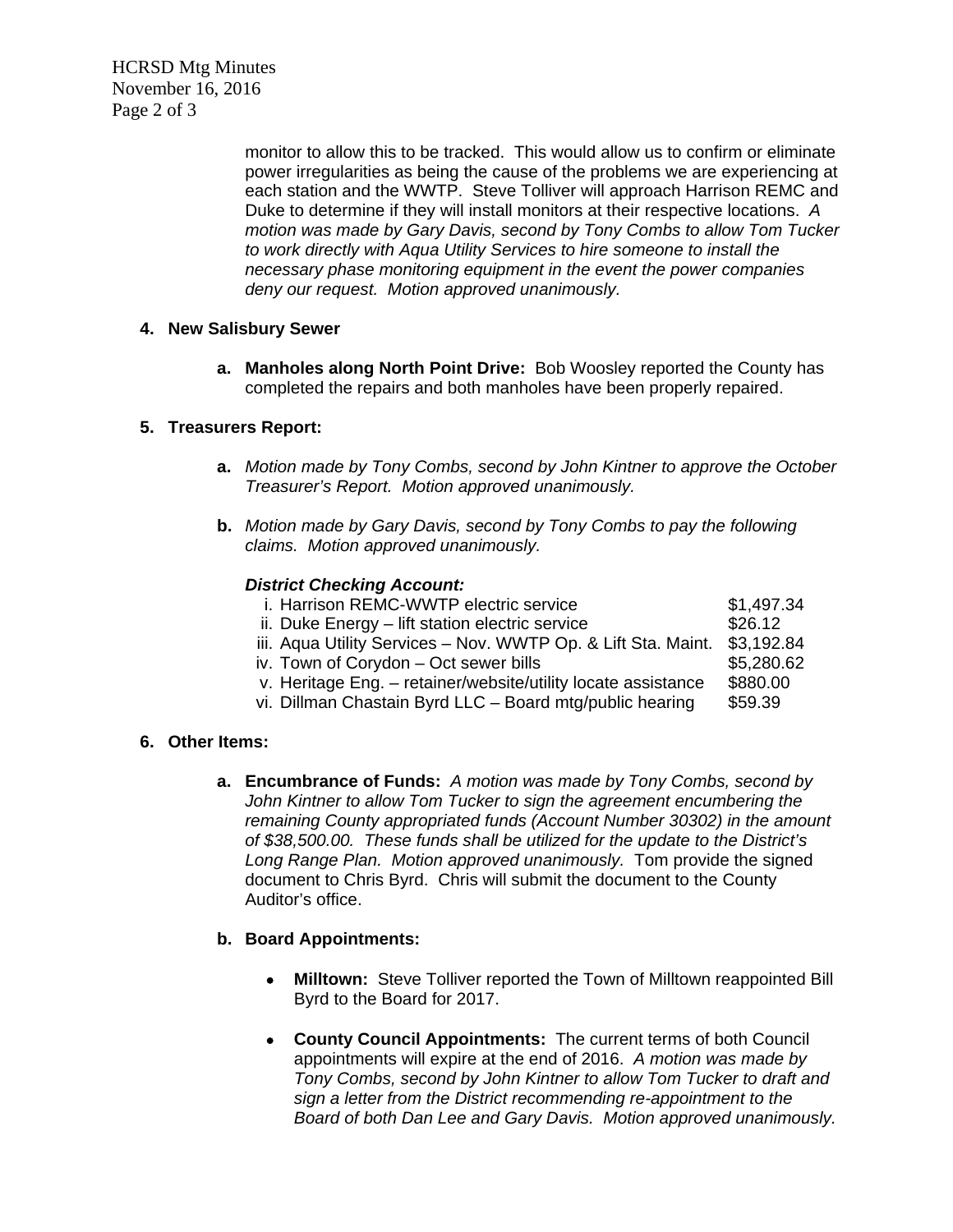monitor to allow this to be tracked. This would allow us to confirm or eliminate power irregularities as being the cause of the problems we are experiencing at each station and the WWTP. Steve Tolliver will approach Harrison REMC and Duke to determine if they will install monitors at their respective locations. *A motion was made by Gary Davis, second by Tony Combs to allow Tom Tucker to work directly with Aqua Utility Services to hire someone to install the necessary phase monitoring equipment in the event the power companies deny our request. Motion approved unanimously.*

**4. New Salisbury Sewer**

**a. Manholes along North Point Drive:** Bob Woosley reported the County has completed the repairs and both manholes have been properly repaired.

**5. Treasurers Report:**

**a.** *Motion made by Tony Combs, second by John Kintner to approve the October Treasurer's Report. Motion approved unanimously.*

**b.** *Motion made by Gary Davis, second by Tony Combs to pay the following claims. Motion approved unanimously.*

***District Checking Account:***

| | |
|---|---|
| i. Harrison REMC-WWTP electric service | $1,497.34 |
| ii. Duke Energy – lift station electric service | $26.12 |
| iii. Aqua Utility Services – Nov. WWTP Op. & Lift Sta. Maint. | $3,192.84 |
| iv. Town of Corydon – Oct sewer bills | $5,280.62 |
| v. Heritage Eng. – retainer/website/utility locate assistance | $880.00 |
| vi. Dillman Chastain Byrd LLC – Board mtg/public hearing | $59.39 |

**6. Other Items:**

**a. Encumbrance of Funds:** *A motion was made by Tony Combs, second by John Kintner to allow Tom Tucker to sign the agreement encumbering the remaining County appropriated funds (Account Number 30302) in the amount of $38,500.00. These funds shall be utilized for the update to the District's Long Range Plan. Motion approved unanimously.* Tom provide the signed document to Chris Byrd. Chris will submit the document to the County Auditor's office.

**b. Board Appointments:**

- **Milltown:** Steve Tolliver reported the Town of Milltown reappointed Bill Byrd to the Board for 2017.
- **County Council Appointments:** The current terms of both Council appointments will expire at the end of 2016. *A motion was made by Tony Combs, second by John Kintner to allow Tom Tucker to draft and sign a letter from the District recommending re-appointment to the Board of both Dan Lee and Gary Davis. Motion approved unanimously.*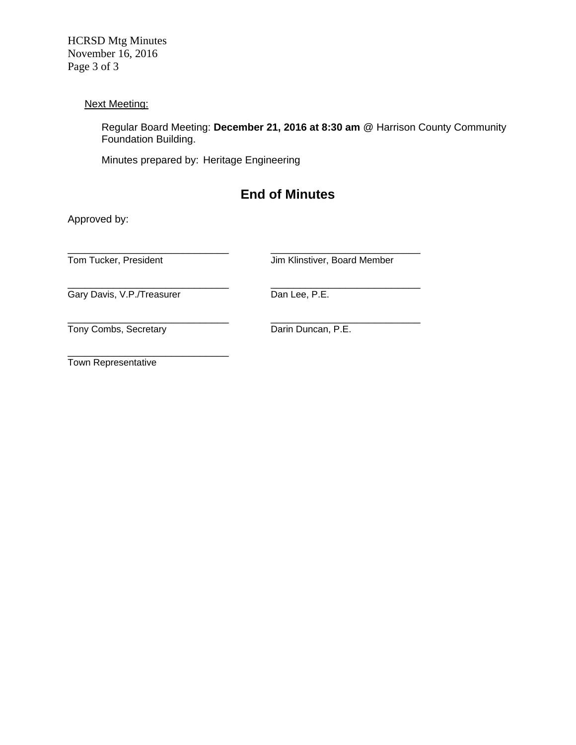Next Meeting:

Regular Board Meeting: **December 21, 2016 at 8:30 am** @ Harrison County Community Foundation Building.

Minutes prepared by: Heritage Engineering

## End of Minutes

Approved by:

| | |
|---|---|
| ____________________________ | ____________________________ |
| Tom Tucker, President | Jim Klinstiver, Board Member |
| ____________________________ | ____________________________ |
| Gary Davis, V.P./Treasurer | Dan Lee, P.E. |
| ____________________________ | ____________________________ |
| Tony Combs, Secretary | Darin Duncan, P.E. |
| ____________________________ | |
| Town Representative | |